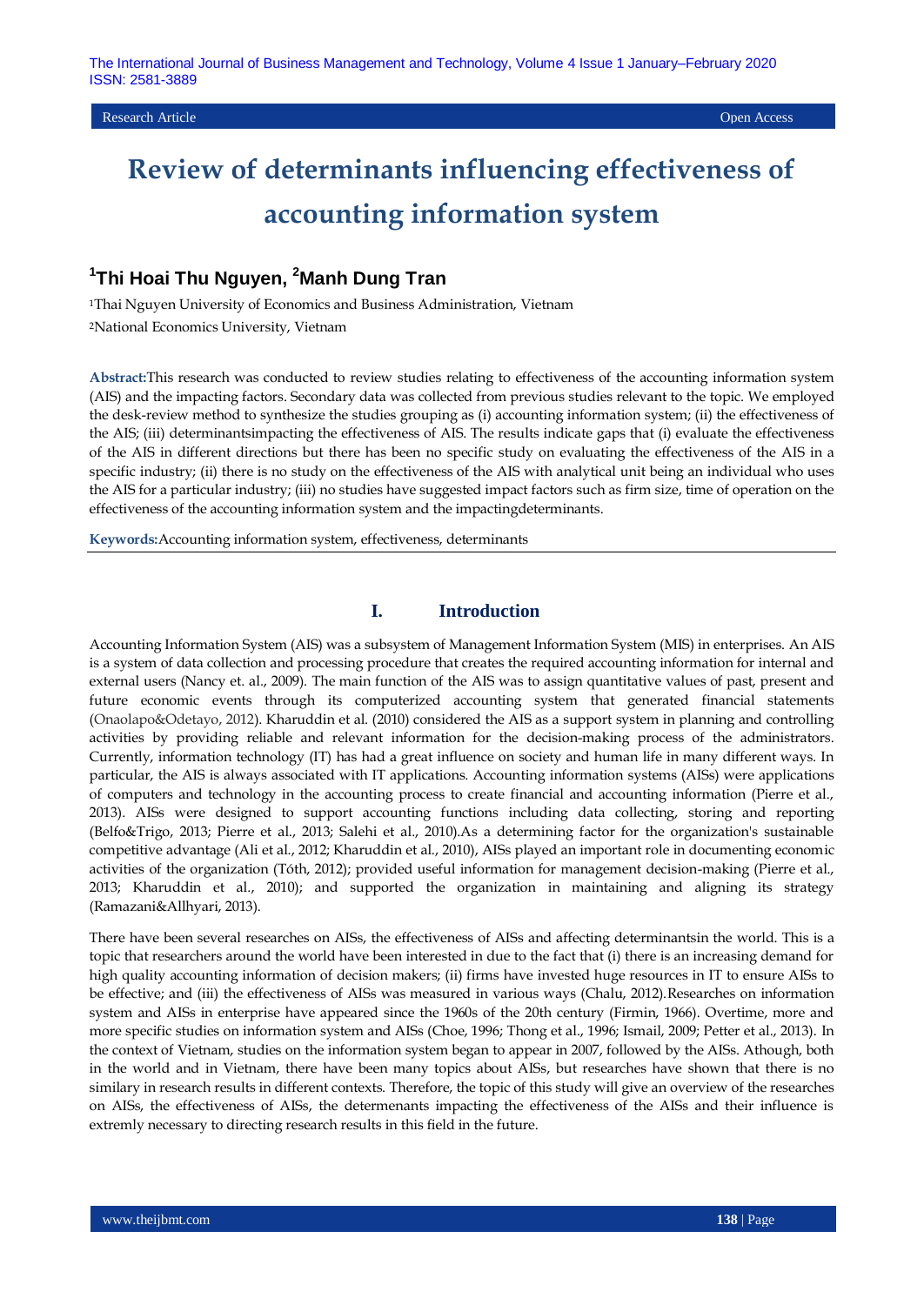Research Article Open Access

# Review of determinants influencing effectiveness of accounting information system

**[1]Thi Hoai Thu Nguyen, [2]Manh Dung Tran**

[1]Thai Nguyen University of Economics and Business Administration, Vietnam

[2]National Economics University, Vietnam

**Abstract:**This research was conducted to review studies relating to effectiveness of the accounting information system (AIS) and the impacting factors. Secondary data was collected from previous studies relevant to the topic. We employed the desk-review method to synthesize the studies grouping as (i) accounting information system; (ii) the effectiveness of the AIS; (iii) determinantsimpacting the effectiveness of AIS. The results indicate gaps that (i) evaluate the effectiveness of the AIS in different directions but there has been no specific study on evaluating the effectiveness of the AIS in a specific industry; (ii) there is no study on the effectiveness of the AIS with analytical unit being an individual who uses the AIS for a particular industry; (iii) no studies have suggested impact factors such as firm size, time of operation on the effectiveness of the accounting information system and the impactingdeterminants.

**Keywords:**Accounting information system, effectiveness, determinants

## I. Introduction

Accounting Information System (AIS) was a subsystem of Management Information System (MIS) in enterprises. An AIS is a system of data collection and processing procedure that creates the required accounting information for internal and external users (Nancy et. al., 2009). The main function of the AIS was to assign quantitative values of past, present and future economic events through its computerized accounting system that generated financial statements (Onaolapo&Odetayo, 2012). Kharuddin et al. (2010) considered the AIS as a support system in planning and controlling activities by providing reliable and relevant information for the decision-making process of the administrators. Currently, information technology (IT) has had a great influence on society and human life in many different ways. In particular, the AIS is always associated with IT applications. Accounting information systems (AISs) were applications of computers and technology in the accounting process to create financial and accounting information (Pierre et al., 2013). AISs were designed to support accounting functions including data collecting, storing and reporting (Belfo&Trigo, 2013; Pierre et al., 2013; Salehi et al., 2010).As a determining factor for the organization's sustainable competitive advantage (Ali et al., 2012; Kharuddin et al., 2010), AISs played an important role in documenting economic activities of the organization (Tóth, 2012); provided useful information for management decision-making (Pierre et al., 2013; Kharuddin et al., 2010); and supported the organization in maintaining and aligning its strategy (Ramazani&Allhyari, 2013).

There have been several researches on AISs, the effectiveness of AISs and affecting determinantsin the world. This is a topic that researchers around the world have been interested in due to the fact that (i) there is an increasing demand for high quality accounting information of decision makers; (ii) firms have invested huge resources in IT to ensure AISs to be effective; and (iii) the effectiveness of AISs was measured in various ways (Chalu, 2012).Researches on information system and AISs in enterprise have appeared since the 1960s of the 20th century (Firmin, 1966). Overtime, more and more specific studies on information system and AISs (Choe, 1996; Thong et al., 1996; Ismail, 2009; Petter et al., 2013). In the context of Vietnam, studies on the information system began to appear in 2007, followed by the AISs. Athough, both in the world and in Vietnam, there have been many topics about AISs, but researches have shown that there is no similary in research results in different contexts. Therefore, the topic of this study will give an overview of the researches on AISs, the effectiveness of AISs, the determenants impacting the effectiveness of the AISs and their influence is extremly necessary to directing research results in this field in the future.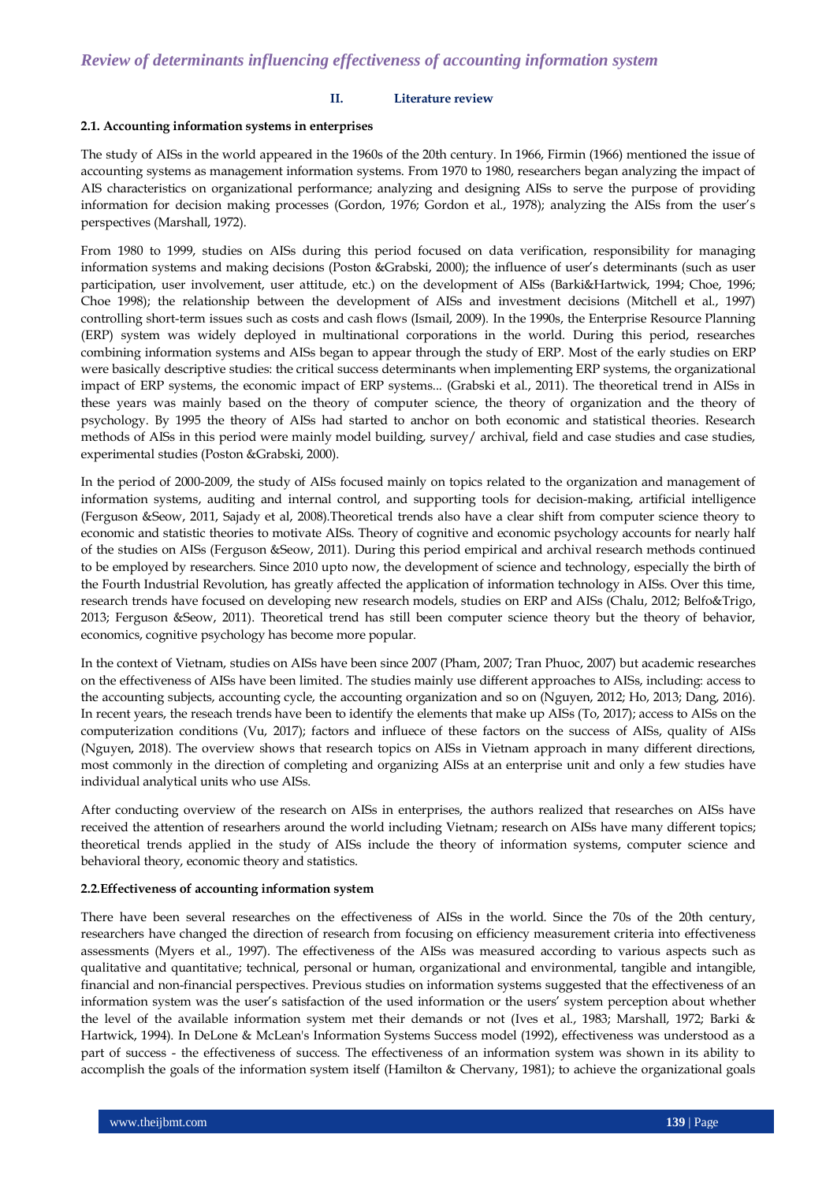## II. Literature review

### 2.1. Accounting information systems in enterprises

The study of AISs in the world appeared in the 1960s of the 20th century. In 1966, Firmin (1966) mentioned the issue of accounting systems as management information systems. From 1970 to 1980, researchers began analyzing the impact of AIS characteristics on organizational performance; analyzing and designing AISs to serve the purpose of providing information for decision making processes (Gordon, 1976; Gordon et al., 1978); analyzing the AISs from the user's perspectives (Marshall, 1972).

From 1980 to 1999, studies on AISs during this period focused on data verification, responsibility for managing information systems and making decisions (Poston &Grabski, 2000); the influence of user's determinants (such as user participation, user involvement, user attitude, etc.) on the development of AISs (Barki&Hartwick, 1994; Choe, 1996; Choe 1998); the relationship between the development of AISs and investment decisions (Mitchell et al., 1997) controlling short-term issues such as costs and cash flows (Ismail, 2009). In the 1990s, the Enterprise Resource Planning (ERP) system was widely deployed in multinational corporations in the world. During this period, researches combining information systems and AISs began to appear through the study of ERP. Most of the early studies on ERP were basically descriptive studies: the critical success determinants when implementing ERP systems, the organizational impact of ERP systems, the economic impact of ERP systems... (Grabski et al., 2011). The theoretical trend in AISs in these years was mainly based on the theory of computer science, the theory of organization and the theory of psychology. By 1995 the theory of AISs had started to anchor on both economic and statistical theories. Research methods of AISs in this period were mainly model building, survey/ archival, field and case studies and case studies, experimental studies (Poston &Grabski, 2000).

In the period of 2000-2009, the study of AISs focused mainly on topics related to the organization and management of information systems, auditing and internal control, and supporting tools for decision-making, artificial intelligence (Ferguson &Seow, 2011, Sajady et al, 2008).Theoretical trends also have a clear shift from computer science theory to economic and statistic theories to motivate AISs. Theory of cognitive and economic psychology accounts for nearly half of the studies on AISs (Ferguson &Seow, 2011). During this period empirical and archival research methods continued to be employed by researchers. Since 2010 upto now, the development of science and technology, especially the birth of the Fourth Industrial Revolution, has greatly affected the application of information technology in AISs. Over this time, research trends have focused on developing new research models, studies on ERP and AISs (Chalu, 2012; Belfo&Trigo, 2013; Ferguson &Seow, 2011). Theoretical trend has still been computer science theory but the theory of behavior, economics, cognitive psychology has become more popular.

In the context of Vietnam, studies on AISs have been since 2007 (Pham, 2007; Tran Phuoc, 2007) but academic researches on the effectiveness of AISs have been limited. The studies mainly use different approaches to AISs, including: access to the accounting subjects, accounting cycle, the accounting organization and so on (Nguyen, 2012; Ho, 2013; Dang, 2016). In recent years, the reseach trends have been to identify the elements that make up AISs (To, 2017); access to AISs on the computerization conditions (Vu, 2017); factors and influece of these factors on the success of AISs, quality of AISs (Nguyen, 2018). The overview shows that research topics on AISs in Vietnam approach in many different directions, most commonly in the direction of completing and organizing AISs at an enterprise unit and only a few studies have individual analytical units who use AISs.

After conducting overview of the research on AISs in enterprises, the authors realized that researches on AISs have received the attention of researhers around the world including Vietnam; research on AISs have many different topics; theoretical trends applied in the study of AISs include the theory of information systems, computer science and behavioral theory, economic theory and statistics.

### 2.2.Effectiveness of accounting information system

There have been several researches on the effectiveness of AISs in the world. Since the 70s of the 20th century, researchers have changed the direction of research from focusing on efficiency measurement criteria into effectiveness assessments (Myers et al., 1997). The effectiveness of the AISs was measured according to various aspects such as qualitative and quantitative; technical, personal or human, organizational and environmental, tangible and intangible, financial and non-financial perspectives. Previous studies on information systems suggested that the effectiveness of an information system was the user's satisfaction of the used information or the users' system perception about whether the level of the available information system met their demands or not (Ives et al., 1983; Marshall, 1972; Barki & Hartwick, 1994). In DeLone & McLean's Information Systems Success model (1992), effectiveness was understood as a part of success - the effectiveness of success. The effectiveness of an information system was shown in its ability to accomplish the goals of the information system itself (Hamilton & Chervany, 1981); to achieve the organizational goals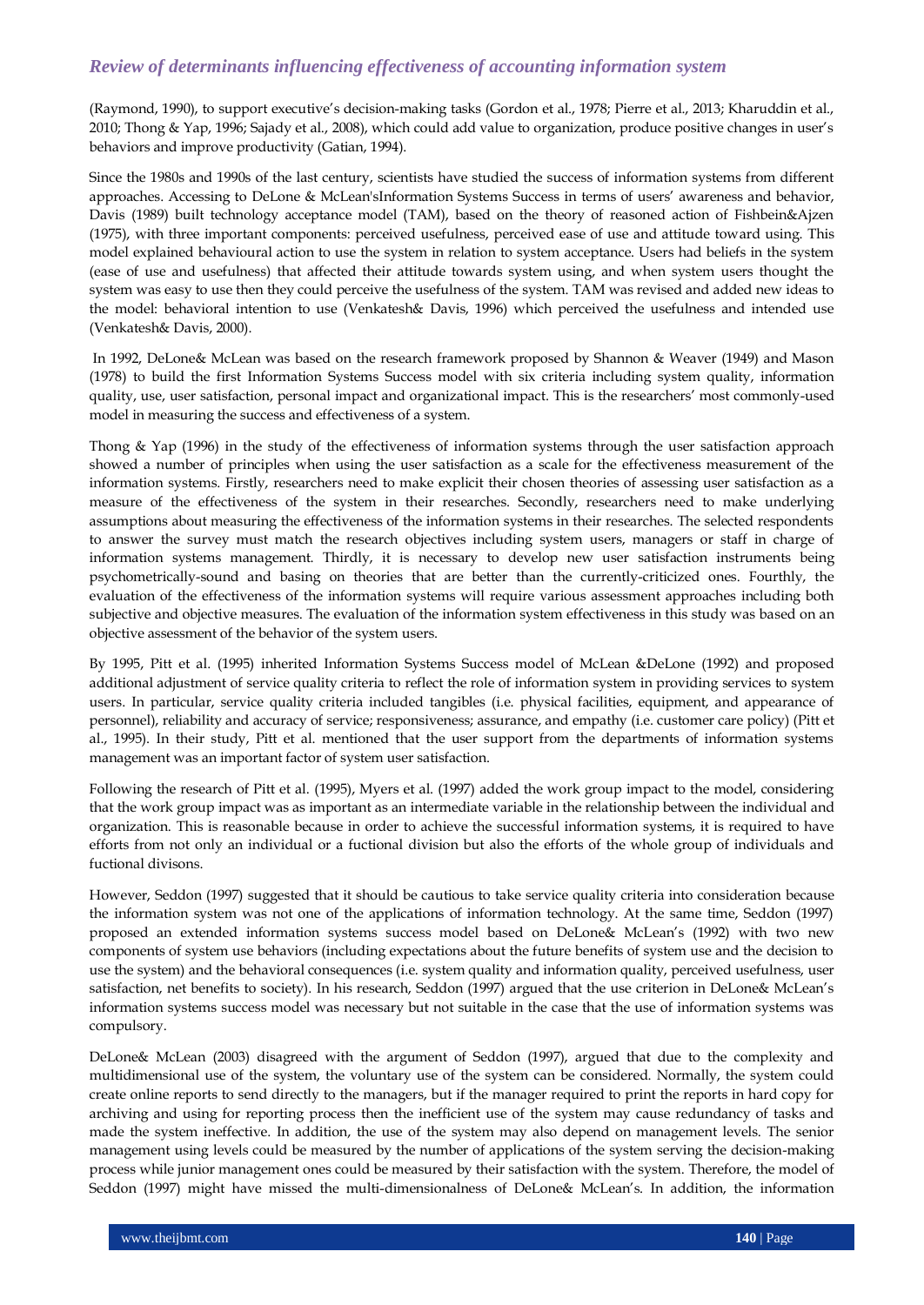(Raymond, 1990), to support executive's decision-making tasks (Gordon et al., 1978; Pierre et al., 2013; Kharuddin et al., 2010; Thong & Yap, 1996; Sajady et al., 2008), which could add value to organization, produce positive changes in user's behaviors and improve productivity (Gatian, 1994).

Since the 1980s and 1990s of the last century, scientists have studied the success of information systems from different approaches. Accessing to DeLone & McLean'sInformation Systems Success in terms of users' awareness and behavior, Davis (1989) built technology acceptance model (TAM), based on the theory of reasoned action of Fishbein&Ajzen (1975), with three important components: perceived usefulness, perceived ease of use and attitude toward using. This model explained behavioural action to use the system in relation to system acceptance. Users had beliefs in the system (ease of use and usefulness) that affected their attitude towards system using, and when system users thought the system was easy to use then they could perceive the usefulness of the system. TAM was revised and added new ideas to the model: behavioral intention to use (Venkatesh& Davis, 1996) which perceived the usefulness and intended use (Venkatesh& Davis, 2000).

In 1992, DeLone& McLean was based on the research framework proposed by Shannon & Weaver (1949) and Mason (1978) to build the first Information Systems Success model with six criteria including system quality, information quality, use, user satisfaction, personal impact and organizational impact. This is the researchers' most commonly-used model in measuring the success and effectiveness of a system.

Thong & Yap (1996) in the study of the effectiveness of information systems through the user satisfaction approach showed a number of principles when using the user satisfaction as a scale for the effectiveness measurement of the information systems. Firstly, researchers need to make explicit their chosen theories of assessing user satisfaction as a measure of the effectiveness of the system in their researches. Secondly, researchers need to make underlying assumptions about measuring the effectiveness of the information systems in their researches. The selected respondents to answer the survey must match the research objectives including system users, managers or staff in charge of information systems management. Thirdly, it is necessary to develop new user satisfaction instruments being psychometrically-sound and basing on theories that are better than the currently-criticized ones. Fourthly, the evaluation of the effectiveness of the information systems will require various assessment approaches including both subjective and objective measures. The evaluation of the information system effectiveness in this study was based on an objective assessment of the behavior of the system users.

By 1995, Pitt et al. (1995) inherited Information Systems Success model of McLean &DeLone (1992) and proposed additional adjustment of service quality criteria to reflect the role of information system in providing services to system users. In particular, service quality criteria included tangibles (i.e. physical facilities, equipment, and appearance of personnel), reliability and accuracy of service; responsiveness; assurance, and empathy (i.e. customer care policy) (Pitt et al., 1995). In their study, Pitt et al. mentioned that the user support from the departments of information systems management was an important factor of system user satisfaction.

Following the research of Pitt et al. (1995), Myers et al. (1997) added the work group impact to the model, considering that the work group impact was as important as an intermediate variable in the relationship between the individual and organization. This is reasonable because in order to achieve the successful information systems, it is required to have efforts from not only an individual or a fuctional division but also the efforts of the whole group of individuals and fuctional divisons.

However, Seddon (1997) suggested that it should be cautious to take service quality criteria into consideration because the information system was not one of the applications of information technology. At the same time, Seddon (1997) proposed an extended information systems success model based on DeLone& McLean's (1992) with two new components of system use behaviors (including expectations about the future benefits of system use and the decision to use the system) and the behavioral consequences (i.e. system quality and information quality, perceived usefulness, user satisfaction, net benefits to society). In his research, Seddon (1997) argued that the use criterion in DeLone& McLean's information systems success model was necessary but not suitable in the case that the use of information systems was compulsory.

DeLone& McLean (2003) disagreed with the argument of Seddon (1997), argued that due to the complexity and multidimensional use of the system, the voluntary use of the system can be considered. Normally, the system could create online reports to send directly to the managers, but if the manager required to print the reports in hard copy for archiving and using for reporting process then the inefficient use of the system may cause redundancy of tasks and made the system ineffective. In addition, the use of the system may also depend on management levels. The senior management using levels could be measured by the number of applications of the system serving the decision-making process while junior management ones could be measured by their satisfaction with the system. Therefore, the model of Seddon (1997) might have missed the multi-dimensionalness of DeLone& McLean's. In addition, the information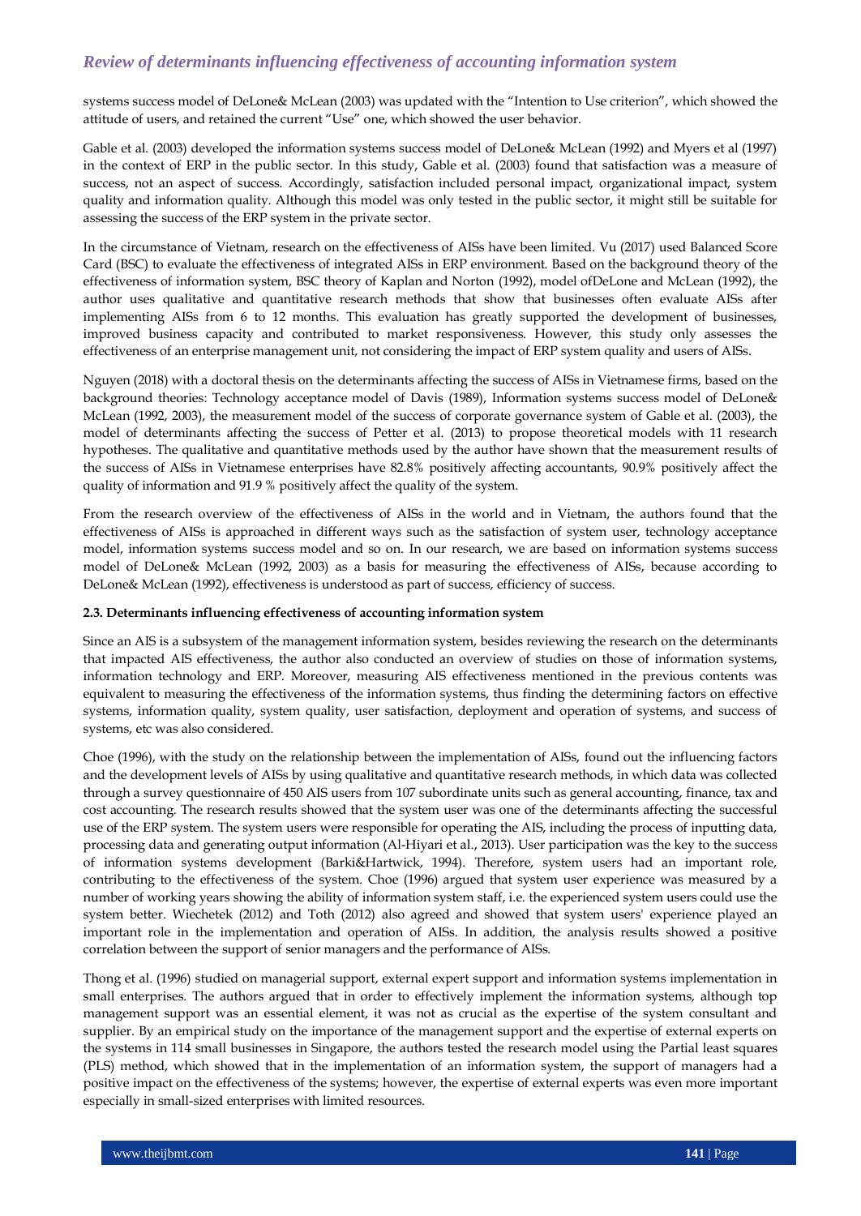systems success model of DeLone& McLean (2003) was updated with the "Intention to Use criterion", which showed the attitude of users, and retained the current "Use" one, which showed the user behavior.

Gable et al. (2003) developed the information systems success model of DeLone& McLean (1992) and Myers et al (1997) in the context of ERP in the public sector. In this study, Gable et al. (2003) found that satisfaction was a measure of success, not an aspect of success. Accordingly, satisfaction included personal impact, organizational impact, system quality and information quality. Although this model was only tested in the public sector, it might still be suitable for assessing the success of the ERP system in the private sector.

In the circumstance of Vietnam, research on the effectiveness of AISs have been limited. Vu (2017) used Balanced Score Card (BSC) to evaluate the effectiveness of integrated AISs in ERP environment. Based on the background theory of the effectiveness of information system, BSC theory of Kaplan and Norton (1992), model ofDeLone and McLean (1992), the author uses qualitative and quantitative research methods that show that businesses often evaluate AISs after implementing AISs from 6 to 12 months. This evaluation has greatly supported the development of businesses, improved business capacity and contributed to market responsiveness. However, this study only assesses the effectiveness of an enterprise management unit, not considering the impact of ERP system quality and users of AISs.

Nguyen (2018) with a doctoral thesis on the determinants affecting the success of AISs in Vietnamese firms, based on the background theories: Technology acceptance model of Davis (1989), Information systems success model of DeLone& McLean (1992, 2003), the measurement model of the success of corporate governance system of Gable et al. (2003), the model of determinants affecting the success of Petter et al. (2013) to propose theoretical models with 11 research hypotheses. The qualitative and quantitative methods used by the author have shown that the measurement results of the success of AISs in Vietnamese enterprises have 82.8% positively affecting accountants, 90.9% positively affect the quality of information and 91.9 % positively affect the quality of the system.

From the research overview of the effectiveness of AISs in the world and in Vietnam, the authors found that the effectiveness of AISs is approached in different ways such as the satisfaction of system user, technology acceptance model, information systems success model and so on. In our research, we are based on information systems success model of DeLone& McLean (1992, 2003) as a basis for measuring the effectiveness of AISs, because according to DeLone& McLean (1992), effectiveness is understood as part of success, efficiency of success.

#### 2.3. Determinants influencing effectiveness of accounting information system

Since an AIS is a subsystem of the management information system, besides reviewing the research on the determinants that impacted AIS effectiveness, the author also conducted an overview of studies on those of information systems, information technology and ERP. Moreover, measuring AIS effectiveness mentioned in the previous contents was equivalent to measuring the effectiveness of the information systems, thus finding the determining factors on effective systems, information quality, system quality, user satisfaction, deployment and operation of systems, and success of systems, etc was also considered.

Choe (1996), with the study on the relationship between the implementation of AISs, found out the influencing factors and the development levels of AISs by using qualitative and quantitative research methods, in which data was collected through a survey questionnaire of 450 AIS users from 107 subordinate units such as general accounting, finance, tax and cost accounting. The research results showed that the system user was one of the determinants affecting the successful use of the ERP system. The system users were responsible for operating the AIS, including the process of inputting data, processing data and generating output information (Al-Hiyari et al., 2013). User participation was the key to the success of information systems development (Barki&Hartwick, 1994). Therefore, system users had an important role, contributing to the effectiveness of the system. Choe (1996) argued that system user experience was measured by a number of working years showing the ability of information system staff, i.e. the experienced system users could use the system better. Wiechetek (2012) and Toth (2012) also agreed and showed that system users' experience played an important role in the implementation and operation of AISs. In addition, the analysis results showed a positive correlation between the support of senior managers and the performance of AISs.

Thong et al. (1996) studied on managerial support, external expert support and information systems implementation in small enterprises. The authors argued that in order to effectively implement the information systems, although top management support was an essential element, it was not as crucial as the expertise of the system consultant and supplier. By an empirical study on the importance of the management support and the expertise of external experts on the systems in 114 small businesses in Singapore, the authors tested the research model using the Partial least squares (PLS) method, which showed that in the implementation of an information system, the support of managers had a positive impact on the effectiveness of the systems; however, the expertise of external experts was even more important especially in small-sized enterprises with limited resources.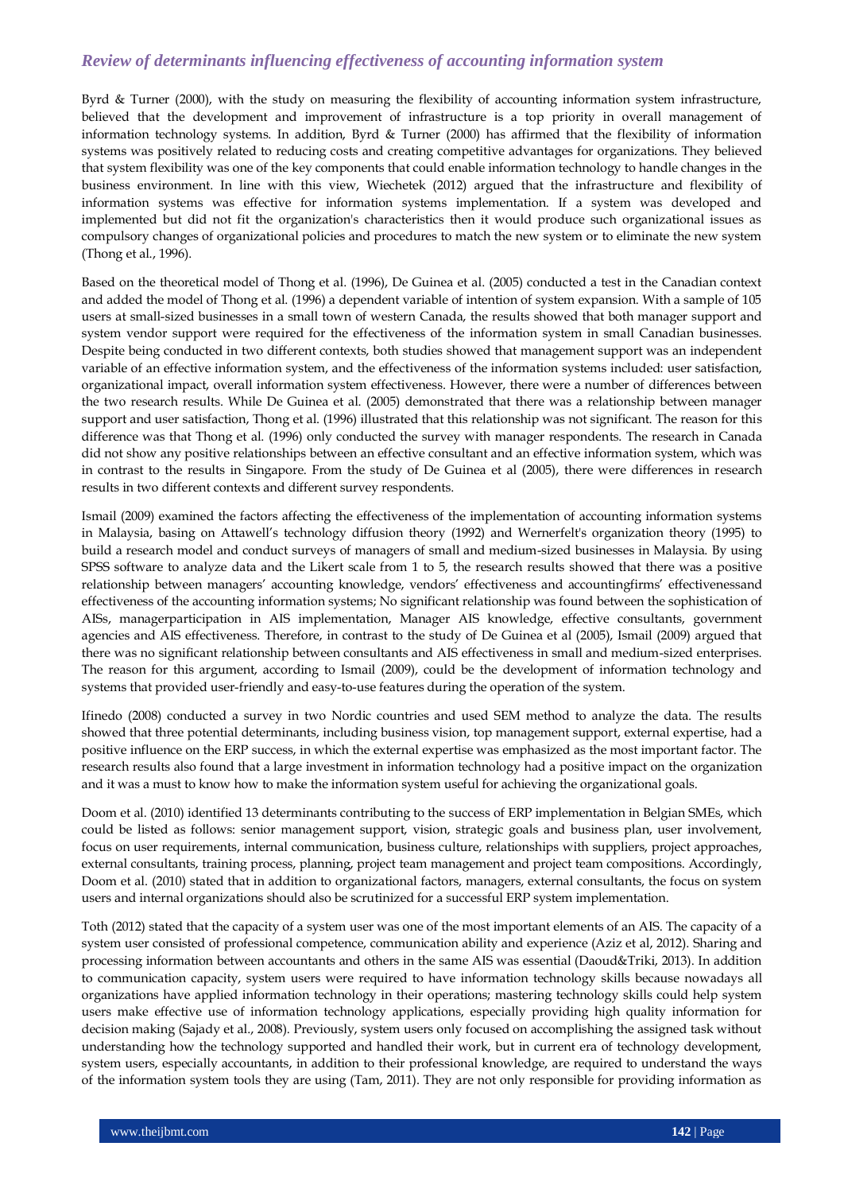### *Review of determinants influencing effectiveness of accounting information system*

Byrd & Turner (2000), with the study on measuring the flexibility of accounting information system infrastructure, believed that the development and improvement of infrastructure is a top priority in overall management of information technology systems. In addition, Byrd & Turner (2000) has affirmed that the flexibility of information systems was positively related to reducing costs and creating competitive advantages for organizations. They believed that system flexibility was one of the key components that could enable information technology to handle changes in the business environment. In line with this view, Wiechetek (2012) argued that the infrastructure and flexibility of information systems was effective for information systems implementation. If a system was developed and implemented but did not fit the organization's characteristics then it would produce such organizational issues as compulsory changes of organizational policies and procedures to match the new system or to eliminate the new system (Thong et al., 1996).

Based on the theoretical model of Thong et al. (1996), De Guinea et al. (2005) conducted a test in the Canadian context and added the model of Thong et al. (1996) a dependent variable of intention of system expansion. With a sample of 105 users at small-sized businesses in a small town of western Canada, the results showed that both manager support and system vendor support were required for the effectiveness of the information system in small Canadian businesses. Despite being conducted in two different contexts, both studies showed that management support was an independent variable of an effective information system, and the effectiveness of the information systems included: user satisfaction, organizational impact, overall information system effectiveness. However, there were a number of differences between the two research results. While De Guinea et al. (2005) demonstrated that there was a relationship between manager support and user satisfaction, Thong et al. (1996) illustrated that this relationship was not significant. The reason for this difference was that Thong et al. (1996) only conducted the survey with manager respondents. The research in Canada did not show any positive relationships between an effective consultant and an effective information system, which was in contrast to the results in Singapore. From the study of De Guinea et al (2005), there were differences in research results in two different contexts and different survey respondents.

Ismail (2009) examined the factors affecting the effectiveness of the implementation of accounting information systems in Malaysia, basing on Attawell's technology diffusion theory (1992) and Wernerfelt's organization theory (1995) to build a research model and conduct surveys of managers of small and medium-sized businesses in Malaysia. By using SPSS software to analyze data and the Likert scale from 1 to 5, the research results showed that there was a positive relationship between managers' accounting knowledge, vendors' effectiveness and accountingfirms' effectivenessand effectiveness of the accounting information systems; No significant relationship was found between the sophistication of AISs, managerparticipation in AIS implementation, Manager AIS knowledge, effective consultants, government agencies and AIS effectiveness. Therefore, in contrast to the study of De Guinea et al (2005), Ismail (2009) argued that there was no significant relationship between consultants and AIS effectiveness in small and medium-sized enterprises. The reason for this argument, according to Ismail (2009), could be the development of information technology and systems that provided user-friendly and easy-to-use features during the operation of the system.

Ifinedo (2008) conducted a survey in two Nordic countries and used SEM method to analyze the data. The results showed that three potential determinants, including business vision, top management support, external expertise, had a positive influence on the ERP success, in which the external expertise was emphasized as the most important factor. The research results also found that a large investment in information technology had a positive impact on the organization and it was a must to know how to make the information system useful for achieving the organizational goals.

Doom et al. (2010) identified 13 determinants contributing to the success of ERP implementation in Belgian SMEs, which could be listed as follows: senior management support, vision, strategic goals and business plan, user involvement, focus on user requirements, internal communication, business culture, relationships with suppliers, project approaches, external consultants, training process, planning, project team management and project team compositions. Accordingly, Doom et al. (2010) stated that in addition to organizational factors, managers, external consultants, the focus on system users and internal organizations should also be scrutinized for a successful ERP system implementation.

Toth (2012) stated that the capacity of a system user was one of the most important elements of an AIS. The capacity of a system user consisted of professional competence, communication ability and experience (Aziz et al, 2012). Sharing and processing information between accountants and others in the same AIS was essential (Daoud&Triki, 2013). In addition to communication capacity, system users were required to have information technology skills because nowadays all organizations have applied information technology in their operations; mastering technology skills could help system users make effective use of information technology applications, especially providing high quality information for decision making (Sajady et al., 2008). Previously, system users only focused on accomplishing the assigned task without understanding how the technology supported and handled their work, but in current era of technology development, system users, especially accountants, in addition to their professional knowledge, are required to understand the ways of the information system tools they are using (Tam, 2011). They are not only responsible for providing information as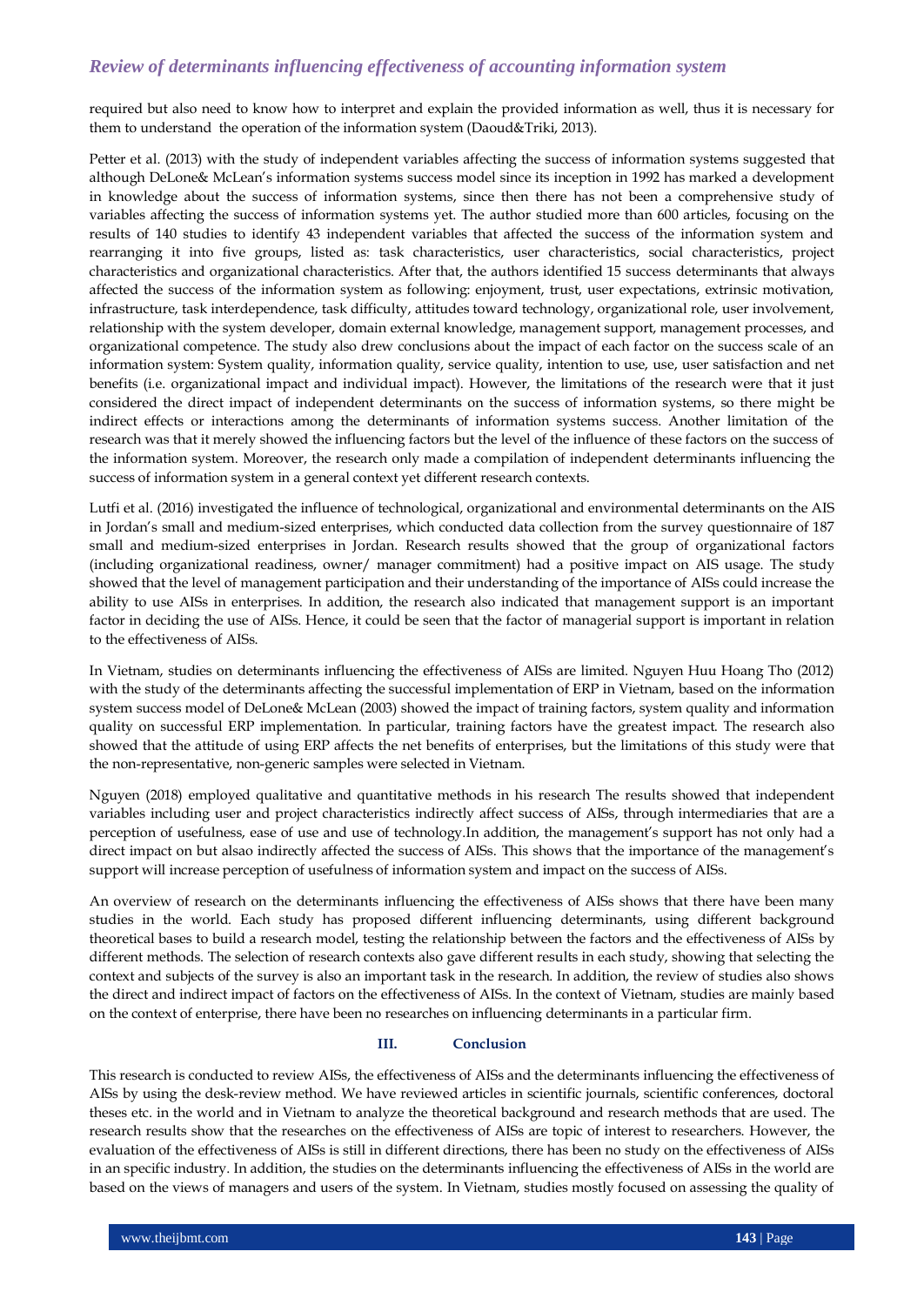required but also need to know how to interpret and explain the provided information as well, thus it is necessary for them to understand the operation of the information system (Daoud&Triki, 2013).

Petter et al. (2013) with the study of independent variables affecting the success of information systems suggested that although DeLone& McLean's information systems success model since its inception in 1992 has marked a development in knowledge about the success of information systems, since then there has not been a comprehensive study of variables affecting the success of information systems yet. The author studied more than 600 articles, focusing on the results of 140 studies to identify 43 independent variables that affected the success of the information system and rearranging it into five groups, listed as: task characteristics, user characteristics, social characteristics, project characteristics and organizational characteristics. After that, the authors identified 15 success determinants that always affected the success of the information system as following: enjoyment, trust, user expectations, extrinsic motivation, infrastructure, task interdependence, task difficulty, attitudes toward technology, organizational role, user involvement, relationship with the system developer, domain external knowledge, management support, management processes, and organizational competence. The study also drew conclusions about the impact of each factor on the success scale of an information system: System quality, information quality, service quality, intention to use, use, user satisfaction and net benefits (i.e. organizational impact and individual impact). However, the limitations of the research were that it just considered the direct impact of independent determinants on the success of information systems, so there might be indirect effects or interactions among the determinants of information systems success. Another limitation of the research was that it merely showed the influencing factors but the level of the influence of these factors on the success of the information system. Moreover, the research only made a compilation of independent determinants influencing the success of information system in a general context yet different research contexts.

Lutfi et al. (2016) investigated the influence of technological, organizational and environmental determinants on the AIS in Jordan's small and medium-sized enterprises, which conducted data collection from the survey questionnaire of 187 small and medium-sized enterprises in Jordan. Research results showed that the group of organizational factors (including organizational readiness, owner/ manager commitment) had a positive impact on AIS usage. The study showed that the level of management participation and their understanding of the importance of AISs could increase the ability to use AISs in enterprises. In addition, the research also indicated that management support is an important factor in deciding the use of AISs. Hence, it could be seen that the factor of managerial support is important in relation to the effectiveness of AISs.

In Vietnam, studies on determinants influencing the effectiveness of AISs are limited. Nguyen Huu Hoang Tho (2012) with the study of the determinants affecting the successful implementation of ERP in Vietnam, based on the information system success model of DeLone& McLean (2003) showed the impact of training factors, system quality and information quality on successful ERP implementation. In particular, training factors have the greatest impact. The research also showed that the attitude of using ERP affects the net benefits of enterprises, but the limitations of this study were that the non-representative, non-generic samples were selected in Vietnam.

Nguyen (2018) employed qualitative and quantitative methods in his research The results showed that independent variables including user and project characteristics indirectly affect success of AISs, through intermediaries that are a perception of usefulness, ease of use and use of technology.In addition, the management's support has not only had a direct impact on but alsao indirectly affected the success of AISs. This shows that the importance of the management's support will increase perception of usefulness of information system and impact on the success of AISs.

An overview of research on the determinants influencing the effectiveness of AISs shows that there have been many studies in the world. Each study has proposed different influencing determinants, using different background theoretical bases to build a research model, testing the relationship between the factors and the effectiveness of AISs by different methods. The selection of research contexts also gave different results in each study, showing that selecting the context and subjects of the survey is also an important task in the research. In addition, the review of studies also shows the direct and indirect impact of factors on the effectiveness of AISs. In the context of Vietnam, studies are mainly based on the context of enterprise, there have been no researches on influencing determinants in a particular firm.

## III. Conclusion

This research is conducted to review AISs, the effectiveness of AISs and the determinants influencing the effectiveness of AISs by using the desk-review method. We have reviewed articles in scientific journals, scientific conferences, doctoral theses etc. in the world and in Vietnam to analyze the theoretical background and research methods that are used. The research results show that the researches on the effectiveness of AISs are topic of interest to researchers. However, the evaluation of the effectiveness of AISs is still in different directions, there has been no study on the effectiveness of AISs in an specific industry. In addition, the studies on the determinants influencing the effectiveness of AISs in the world are based on the views of managers and users of the system. In Vietnam, studies mostly focused on assessing the quality of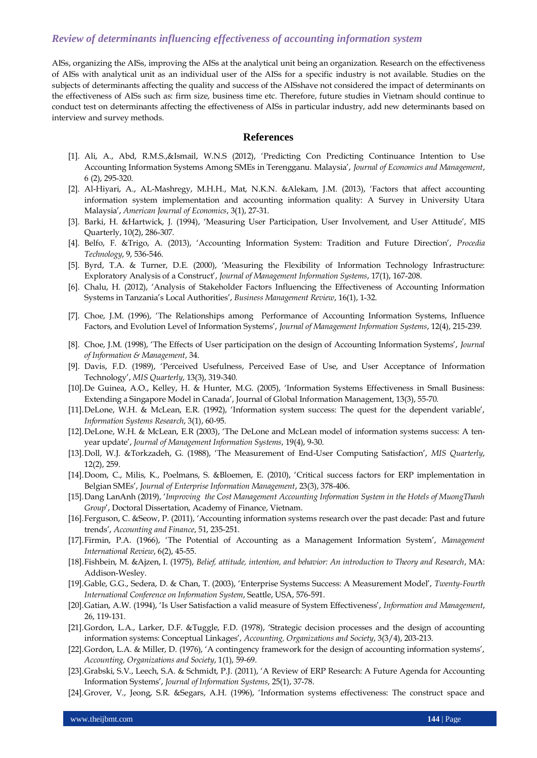AISs, organizing the AISs, improving the AISs at the analytical unit being an organization. Research on the effectiveness of AISs with analytical unit as an individual user of the AISs for a specific industry is not available. Studies on the subjects of determinants affecting the quality and success of the AISshave not considered the impact of determinants on the effectiveness of AISs such as: firm size, business time etc. Therefore, future studies in Vietnam should continue to conduct test on determinants affecting the effectiveness of AISs in particular industry, add new determinants based on interview and survey methods.

## References

[1]. Ali, A., Abd, R.M.S.,&Ismail, W.N.S (2012), 'Predicting Con Predicting Continuance Intention to Use Accounting Information Systems Among SMEs in Terengganu. Malaysia', *Journal of Economics and Management*, 6 (2), 295-320.

[2]. Al-Hiyari, A., AL-Mashregy, M.H.H., Mat, N.K.N. &Alekam, J.M. (2013), 'Factors that affect accounting information system implementation and accounting information quality: A Survey in University Utara Malaysia', *American Journal of Economics*, 3(1), 27-31.

[3]. Barki, H. &Hartwick, J. (1994), 'Measuring User Participation, User Involvement, and User Attitude', MIS Quarterly, 10(2), 286-307.

[4]. Belfo, F. &Trigo, A. (2013), 'Accounting Information System: Tradition and Future Direction', *Procedia Technology*, 9, 536-546.

[5]. Byrd, T.A. & Turner, D.E. (2000), 'Measuring the Flexibility of Information Technology Infrastructure: Exploratory Analysis of a Construct', *Journal of Management Information Systems*, 17(1), 167-208.

[6]. Chalu, H. (2012), 'Analysis of Stakeholder Factors Influencing the Effectiveness of Accounting Information Systems in Tanzania's Local Authorities', *Business Management Review*, 16(1), 1-32.

[7]. Choe, J.M. (1996), 'The Relationships among Performance of Accounting Information Systems, Influence Factors, and Evolution Level of Information Systems', *Journal of Management Information Systems*, 12(4), 215-239.

[8]. Choe, J.M. (1998), 'The Effects of User participation on the design of Accounting Information Systems', *Journal of Information & Management*, 34.

[9]. Davis, F.D. (1989), 'Perceived Usefulness, Perceived Ease of Use, and User Acceptance of Information Technology', *MIS Quarterly*, 13(3), 319-340.

[10]. De Guinea, A.O., Kelley, H. & Hunter, M.G. (2005), 'Information Systems Effectiveness in Small Business: Extending a Singapore Model in Canada', Journal of Global Information Management, 13(3), 55-70.

[11]. DeLone, W.H. & McLean, E.R. (1992), 'Information system success: The quest for the dependent variable', *Information Systems Research*, 3(1), 60-95.

[12]. DeLone, W.H. & McLean, E.R (2003), 'The DeLone and McLean model of information systems success: A ten-year update', *Journal of Management Information Systems*, 19(4), 9-30.

[13]. Doll, W.J. &Torkzadeh, G. (1988), 'The Measurement of End-User Computing Satisfaction', *MIS Quarterly*, 12(2), 259.

[14]. Doom, C., Milis, K., Poelmans, S. &Bloemen, E. (2010), 'Critical success factors for ERP implementation in Belgian SMEs', *Journal of Enterprise Information Management*, 23(3), 378-406.

[15]. Dang LanAnh (2019), '*Improving the Cost Management Accounting Information System in the Hotels of MuongThanh Group*', Doctoral Dissertation, Academy of Finance, Vietnam.

[16]. Ferguson, C. &Seow, P. (2011), 'Accounting information systems research over the past decade: Past and future trends', *Accounting and Finance*, 51, 235-251.

[17]. Firmin, P.A. (1966), 'The Potential of Accounting as a Management Information System', *Management International Review*, 6(2), 45-55.

[18]. Fishbein, M. &Ajzen, I. (1975), *Belief, attitude, intention, and behavior: An introduction to Theory and Research*, MA: Addison-Wesley.

[19]. Gable, G.G., Sedera, D. & Chan, T. (2003), 'Enterprise Systems Success: A Measurement Model', *Twenty-Fourth International Conference on Information System*, Seattle, USA, 576-591.

[20]. Gatian, A.W. (1994), 'Is User Satisfaction a valid measure of System Effectiveness', *Information and Management*, 26, 119-131.

[21]. Gordon, L.A., Larker, D.F. &Tuggle, F.D. (1978), 'Strategic decision processes and the design of accounting information systems: Conceptual Linkages', *Accounting, Organizations and Society*, 3(3/4), 203-213.

[22]. Gordon, L.A. & Miller, D. (1976), 'A contingency framework for the design of accounting information systems', *Accounting, Organizations and Society*, 1(1), 59-69.

[23]. Grabski, S.V., Leech, S.A. & Schmidt, P.J. (2011), 'A Review of ERP Research: A Future Agenda for Accounting Information Systems', *Journal of Information Systems*, 25(1), 37-78.

[24]. Grover, V., Jeong, S.R. &Segars, A.H. (1996), 'Information systems effectiveness: The construct space and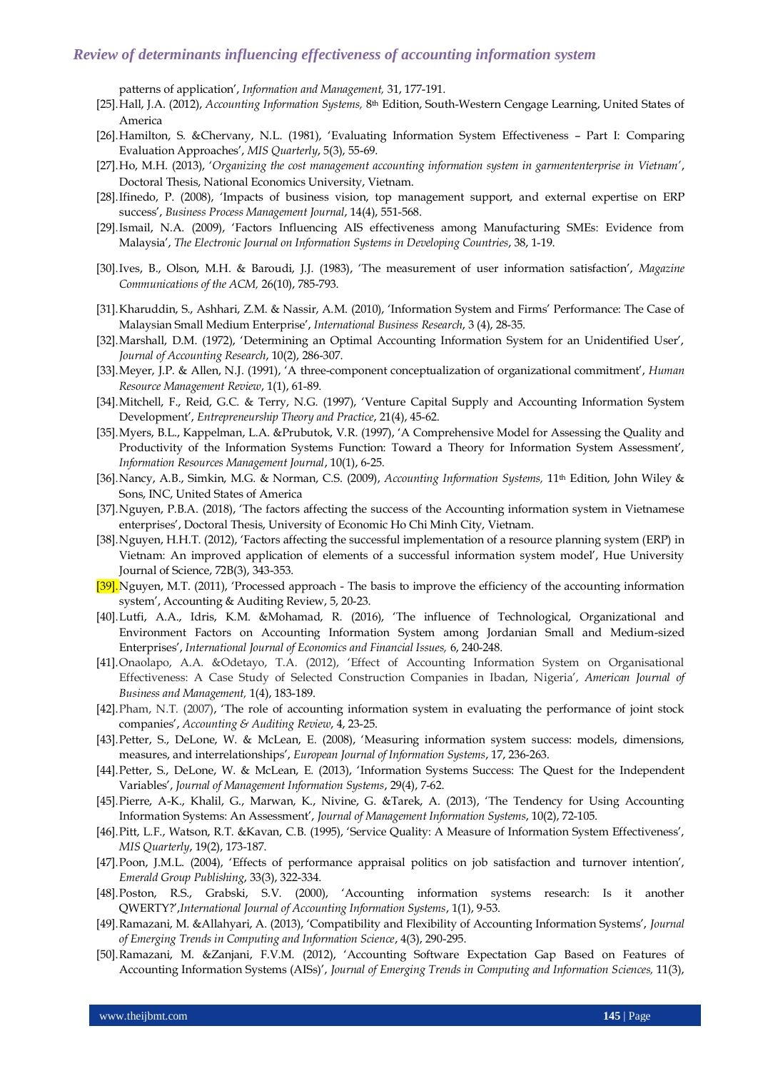patterns of application', *Information and Management,* 31, 177-191.

[25]. Hall, J.A. (2012), *Accounting Information Systems,* 8th Edition, South-Western Cengage Learning, United States of America

[26]. Hamilton, S. &Chervany, N.L. (1981), 'Evaluating Information System Effectiveness – Part I: Comparing Evaluation Approaches', *MIS Quarterly*, 5(3), 55-69.

[27]. Ho, M.H. (2013), '*Organizing the cost management accounting information system in garmententerprise in Vietnam*', Doctoral Thesis, National Economics University, Vietnam.

[28]. Ifinedo, P. (2008), 'Impacts of business vision, top management support, and external expertise on ERP success', *Business Process Management Journal*, 14(4), 551-568.

[29]. Ismail, N.A. (2009), 'Factors Influencing AIS effectiveness among Manufacturing SMEs: Evidence from Malaysia', *The Electronic Journal on Information Systems in Developing Countries*, 38, 1-19.

[30]. Ives, B., Olson, M.H. & Baroudi, J.J. (1983), 'The measurement of user information satisfaction', *Magazine Communications of the ACM,* 26(10), 785-793.

[31]. Kharuddin, S., Ashhari, Z.M. & Nassir, A.M. (2010), 'Information System and Firms' Performance: The Case of Malaysian Small Medium Enterprise', *International Business Research*, 3 (4), 28-35.

[32]. Marshall, D.M. (1972), 'Determining an Optimal Accounting Information System for an Unidentified User', *Journal of Accounting Research*, 10(2), 286-307.

[33]. Meyer, J.P. & Allen, N.J. (1991), 'A three-component conceptualization of organizational commitment', *Human Resource Management Review*, 1(1), 61-89.

[34]. Mitchell, F., Reid, G.C. & Terry, N.G. (1997), 'Venture Capital Supply and Accounting Information System Development', *Entrepreneurship Theory and Practice*, 21(4), 45-62.

[35]. Myers, B.L., Kappelman, L.A. &Prubutok, V.R. (1997), 'A Comprehensive Model for Assessing the Quality and Productivity of the Information Systems Function: Toward a Theory for Information System Assessment', *Information Resources Management Journal*, 10(1), 6-25.

[36]. Nancy, A.B., Simkin, M.G. & Norman, C.S. (2009), *Accounting Information Systems,* 11th Edition, John Wiley & Sons, INC, United States of America

[37]. Nguyen, P.B.A. (2018), 'The factors affecting the success of the Accounting information system in Vietnamese enterprises', Doctoral Thesis, University of Economic Ho Chi Minh City, Vietnam.

[38]. Nguyen, H.H.T. (2012), 'Factors affecting the successful implementation of a resource planning system (ERP) in Vietnam: An improved application of elements of a successful information system model', Hue University Journal of Science, 72B(3), 343-353.

[39]. Nguyen, M.T. (2011), 'Processed approach - The basis to improve the efficiency of the accounting information system', Accounting & Auditing Review, 5, 20-23.

[40]. Lutfi, A.A., Idris, K.M. &Mohamad, R. (2016), 'The influence of Technological, Organizational and Environment Factors on Accounting Information System among Jordanian Small and Medium-sized Enterprises', *International Journal of Economics and Financial Issues,* 6, 240-248.

[41]. Onaolapo, A.A. &Odetayo, T.A. (2012), 'Effect of Accounting Information System on Organisational Effectiveness: A Case Study of Selected Construction Companies in Ibadan, Nigeria', *American Journal of Business and Management,* 1(4), 183-189.

[42]. Pham, N.T. (2007), 'The role of accounting information system in evaluating the performance of joint stock companies', *Accounting & Auditing Review*, 4, 23-25.

[43]. Petter, S., DeLone, W. & McLean, E. (2008), 'Measuring information system success: models, dimensions, measures, and interrelationships', *European Journal of Information Systems*, 17, 236-263.

[44]. Petter, S., DeLone, W. & McLean, E. (2013), 'Information Systems Success: The Quest for the Independent Variables', *Journal of Management Information Systems*, 29(4), 7-62.

[45]. Pierre, A-K., Khalil, G., Marwan, K., Nivine, G. &Tarek, A. (2013), 'The Tendency for Using Accounting Information Systems: An Assessment', *Journal of Management Information Systems*, 10(2), 72-105.

[46]. Pitt, L.F., Watson, R.T. &Kavan, C.B. (1995), 'Service Quality: A Measure of Information System Effectiveness', *MIS Quarterly*, 19(2), 173-187.

[47]. Poon, J.M.L. (2004), 'Effects of performance appraisal politics on job satisfaction and turnover intention', *Emerald Group Publishing*, 33(3), 322-334.

[48]. Poston, R.S., Grabski, S.V. (2000), 'Accounting information systems research: Is it another QWERTY?',*International Journal of Accounting Information Systems*, 1(1), 9-53.

[49]. Ramazani, M. &Allahyari, A. (2013), 'Compatibility and Flexibility of Accounting Information Systems', *Journal of Emerging Trends in Computing and Information Science*, 4(3), 290-295.

[50]. Ramazani, M. &Zanjani, F.V.M. (2012), 'Accounting Software Expectation Gap Based on Features of Accounting Information Systems (AISs)', *Journal of Emerging Trends in Computing and Information Sciences,* 11(3),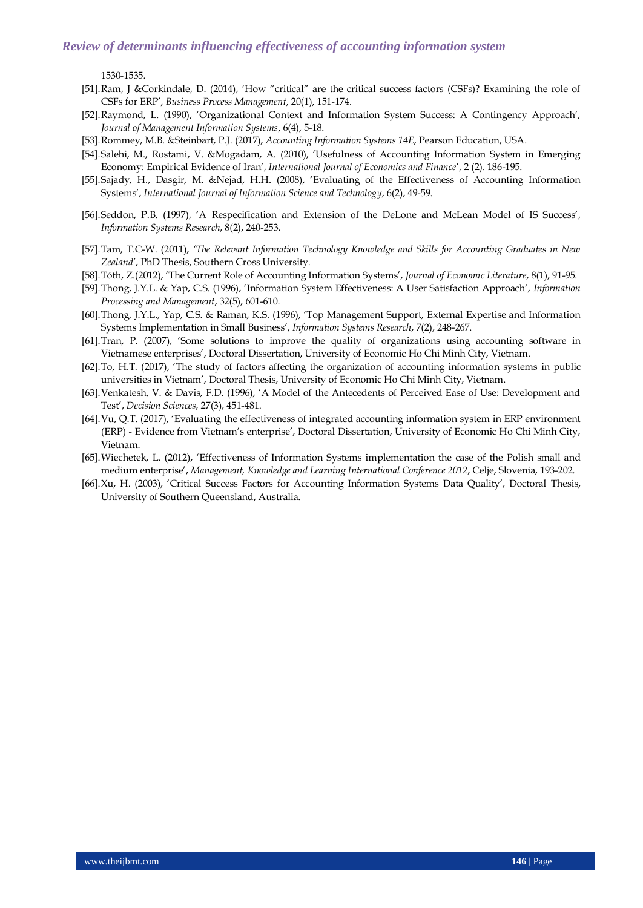1530-1535.

[51]. Ram, J &Corkindale, D. (2014), 'How "critical" are the critical success factors (CSFs)? Examining the role of CSFs for ERP', *Business Process Management*, 20(1), 151-174.

[52]. Raymond, L. (1990), 'Organizational Context and Information System Success: A Contingency Approach', *Journal of Management Information Systems*, 6(4), 5-18.

[53]. Rommey, M.B. &Steinbart, P.J. (2017), *Accounting Information Systems 14E*, Pearson Education, USA.

[54]. Salehi, M., Rostami, V. &Mogadam, A. (2010), 'Usefulness of Accounting Information System in Emerging Economy: Empirical Evidence of Iran', *International Journal of Economics and Finance*', 2 (2). 186-195.

[55]. Sajady, H., Dasgir, M. &Nejad, H.H. (2008), 'Evaluating of the Effectiveness of Accounting Information Systems', *International Journal of Information Science and Technology*, 6(2), 49-59.

[56]. Seddon, P.B. (1997), 'A Respecification and Extension of the DeLone and McLean Model of IS Success', *Information Systems Research*, 8(2), 240-253.

[57]. Tam, T.C-W. (2011), '*The Relevant Information Technology Knowledge and Skills for Accounting Graduates in New Zealand*', PhD Thesis, Southern Cross University.

[58]. Tóth, Z.(2012), 'The Current Role of Accounting Information Systems', *Journal of Economic Literature*, 8(1), 91-95.

[59]. Thong, J.Y.L. & Yap, C.S. (1996), 'Information System Effectiveness: A User Satisfaction Approach', *Information Processing and Management*, 32(5), 601-610.

[60]. Thong, J.Y.L., Yap, C.S. & Raman, K.S. (1996), 'Top Management Support, External Expertise and Information Systems Implementation in Small Business', *Information Systems Research*, 7(2), 248-267.

[61]. Tran, P. (2007), 'Some solutions to improve the quality of organizations using accounting software in Vietnamese enterprises', Doctoral Dissertation, University of Economic Ho Chi Minh City, Vietnam.

[62]. To, H.T. (2017), 'The study of factors affecting the organization of accounting information systems in public universities in Vietnam', Doctoral Thesis, University of Economic Ho Chi Minh City, Vietnam.

[63]. Venkatesh, V. & Davis, F.D. (1996), 'A Model of the Antecedents of Perceived Ease of Use: Development and Test', *Decision Sciences*, 27(3), 451-481.

[64]. Vu, Q.T. (2017), 'Evaluating the effectiveness of integrated accounting information system in ERP environment (ERP) - Evidence from Vietnam's enterprise', Doctoral Dissertation, University of Economic Ho Chi Minh City, Vietnam.

[65]. Wiechetek, L. (2012), 'Effectiveness of Information Systems implementation the case of the Polish small and medium enterprise', *Management, Knowledge and Learning International Conference 2012*, Celje, Slovenia, 193-202.

[66]. Xu, H. (2003), 'Critical Success Factors for Accounting Information Systems Data Quality', Doctoral Thesis, University of Southern Queensland, Australia.